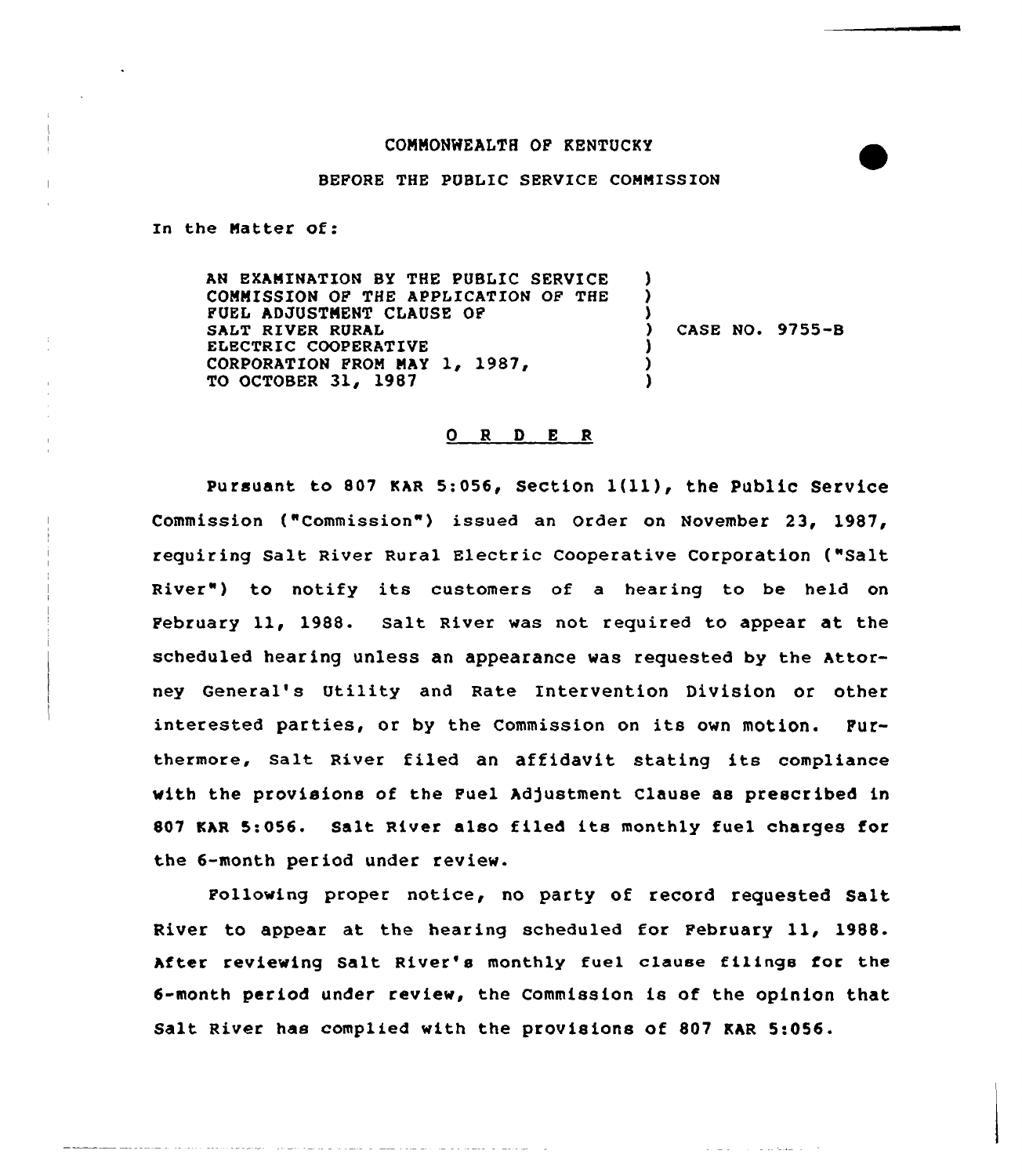COMMONWEALTH OF KENTUCKY

BEFORE THE PUBLIC SERVICE COMMISSION

In the Matter of:

AN EXAMINATION BY THE PUBLIC SERVICE COMMISSION OF THE APPLICATION OF THE FUEL ADJUSTMENT CLAUSE OF SALT RIVER RURAL ELECTRIC COOPERATIVE CORPORATION FROM MAY 1, 1987, TO OCTOBER 31, 1987 ) CASE NO. 9755-B

# O R D E R

Pursuant to 807 KAR 5:056, Section 1(11), the Public Service Commission ("Commission") issued an Order on November 23, 1987, requiring Salt River Rural Electric Cooperative Corporation ("Salt River") to notify its customers of a hearing to be held on February 11, 1988. Salt River was not required to appear at the scheduled hearing unless an appearance was requested by the Attorney General's Utility and Rate Intervention Division or other interested parties, or by the Commission on its own motion. Furthermore, Salt River filed an affidavit stating its compliance with the provisions of the Fuel Adjustment Clause as prescribed in 807 KAR 5:056. Salt River also filed its monthly fuel charges for the 6-month period under review.

Following proper notice, no party of record requested Salt River to appear at the hearing scheduled for February 11, 1988. After reviewing Salt River's monthly fuel clause filings for the 6-month period under review, the Commission is of the opinion that Salt River has complied with the provisions of 807 KAR 5:056.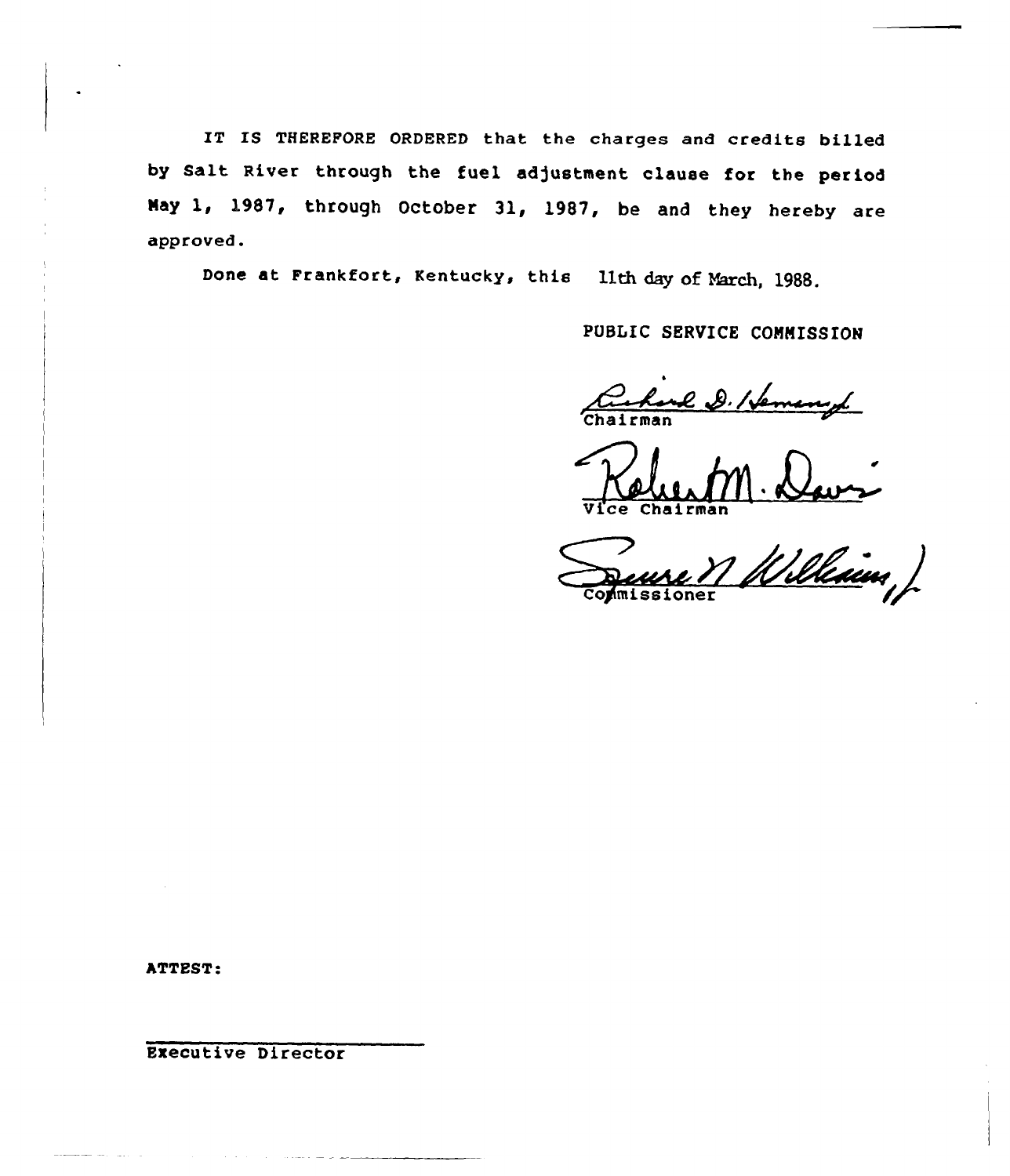IT IS THEREFORE ORDERED that the charges and credits billed by Salt River through the fuel adjustment clause for the period May 1, 1987, through October 31, 1987, be and they hereby are approved.

Done at Frankfort, Kentucky, this 11th day of March, 1988.

PUBLIC SERVICE COMMISSION

Chairman

Vice Chairman

Commissioner

ATTEST:

Executive Director